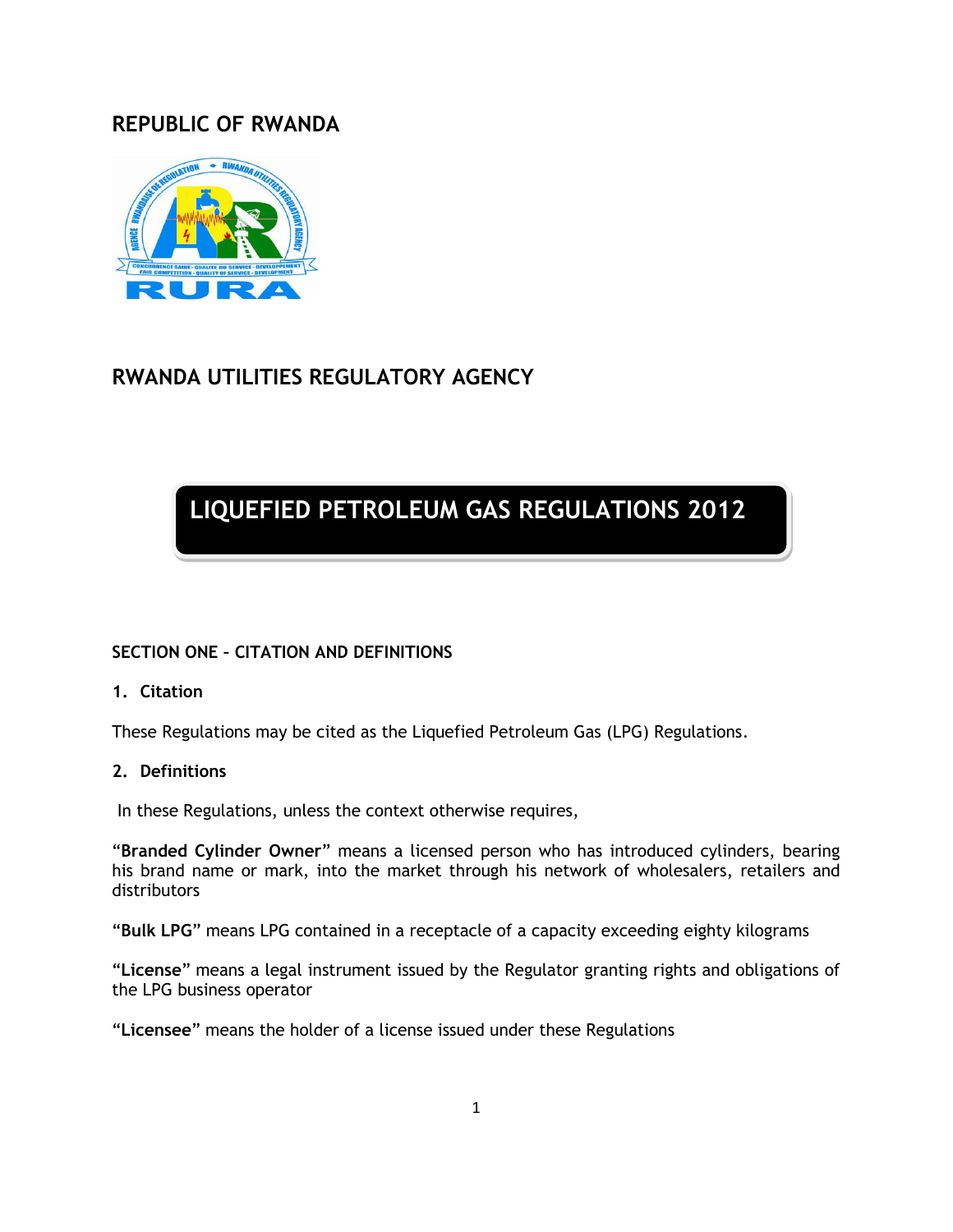# REPUBLIC OF RWANDA

# RWANDA UTILITIES REGULATORY AGENCY

# LIQUEFIED PETROLEUM GAS REGULATIONS 2012

## SECTION ONE – CITATION AND DEFINITIONS

### 1. Citation

These Regulations may be cited as the Liquefied Petroleum Gas (LPG) Regulations.

### 2. Definitions

In these Regulations, unless the context otherwise requires,

"**Branded Cylinder Owner**" means a licensed person who has introduced cylinders, bearing his brand name or mark, into the market through his network of wholesalers, retailers and distributors

"**Bulk LPG**" means LPG contained in a receptacle of a capacity exceeding eighty kilograms

"**License**" means a legal instrument issued by the Regulator granting rights and obligations of the LPG business operator

"**Licensee**" means the holder of a license issued under these Regulations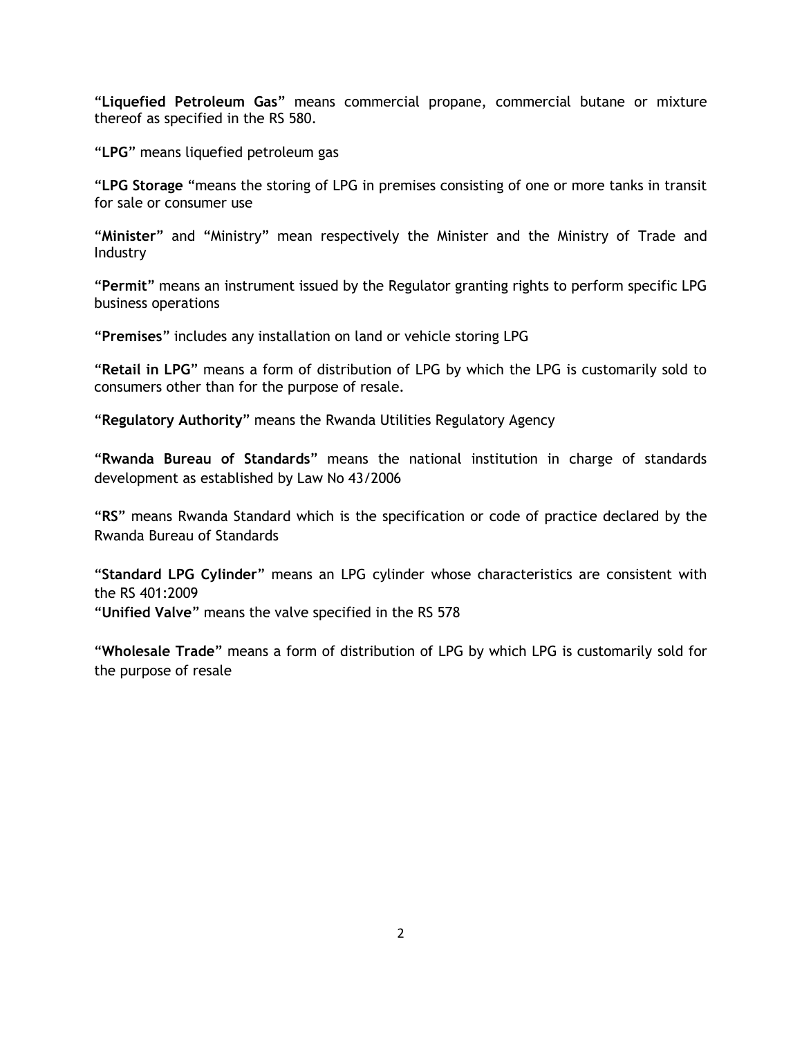"**Liquefied Petroleum Gas**" means commercial propane, commercial butane or mixture thereof as specified in the RS 580.

"**LPG**" means liquefied petroleum gas

"**LPG Storage** "means the storing of LPG in premises consisting of one or more tanks in transit for sale or consumer use

"**Minister**" and "Ministry" mean respectively the Minister and the Ministry of Trade and Industry

"**Permit**" means an instrument issued by the Regulator granting rights to perform specific LPG business operations

"**Premises**" includes any installation on land or vehicle storing LPG

"**Retail in LPG**" means a form of distribution of LPG by which the LPG is customarily sold to consumers other than for the purpose of resale.

"**Regulatory Authority**" means the Rwanda Utilities Regulatory Agency

"**Rwanda Bureau of Standards**" means the national institution in charge of standards development as established by Law No 43/2006

"**RS**" means Rwanda Standard which is the specification or code of practice declared by the Rwanda Bureau of Standards

"**Standard LPG Cylinder**" means an LPG cylinder whose characteristics are consistent with the RS 401:2009

"**Unified Valve**" means the valve specified in the RS 578

"**Wholesale Trade**" means a form of distribution of LPG by which LPG is customarily sold for the purpose of resale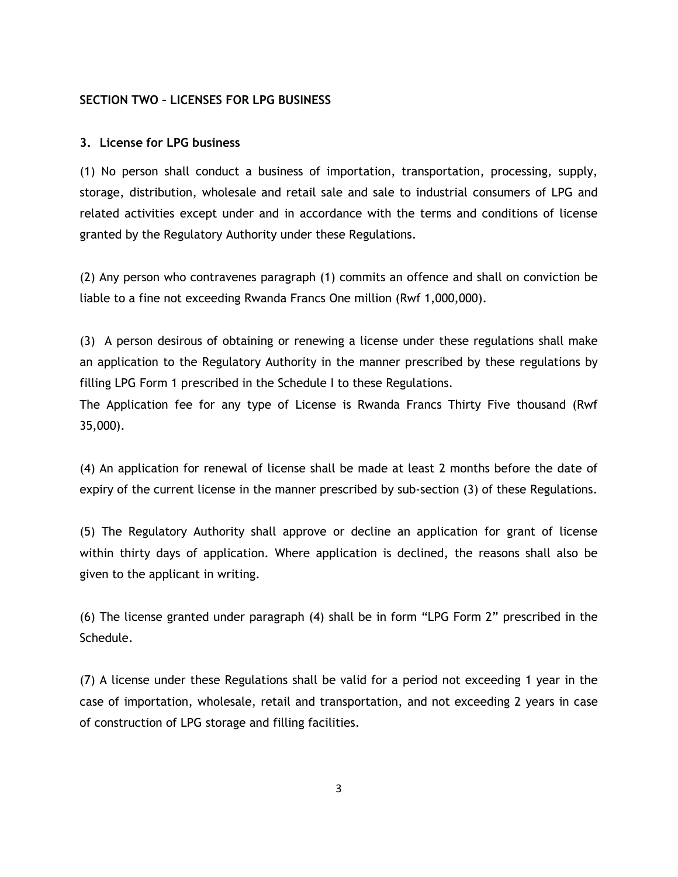## SECTION TWO – LICENSES FOR LPG BUSINESS

### 3. License for LPG business

(1) No person shall conduct a business of importation, transportation, processing, supply, storage, distribution, wholesale and retail sale and sale to industrial consumers of LPG and related activities except under and in accordance with the terms and conditions of license granted by the Regulatory Authority under these Regulations.

(2) Any person who contravenes paragraph (1) commits an offence and shall on conviction be liable to a fine not exceeding Rwanda Francs One million (Rwf 1,000,000).

(3) A person desirous of obtaining or renewing a license under these regulations shall make an application to the Regulatory Authority in the manner prescribed by these regulations by filling LPG Form 1 prescribed in the Schedule I to these Regulations.
The Application fee for any type of License is Rwanda Francs Thirty Five thousand (Rwf 35,000).

(4) An application for renewal of license shall be made at least 2 months before the date of expiry of the current license in the manner prescribed by sub-section (3) of these Regulations.

(5) The Regulatory Authority shall approve or decline an application for grant of license within thirty days of application. Where application is declined, the reasons shall also be given to the applicant in writing.

(6) The license granted under paragraph (4) shall be in form "LPG Form 2" prescribed in the Schedule.

(7) A license under these Regulations shall be valid for a period not exceeding 1 year in the case of importation, wholesale, retail and transportation, and not exceeding 2 years in case of construction of LPG storage and filling facilities.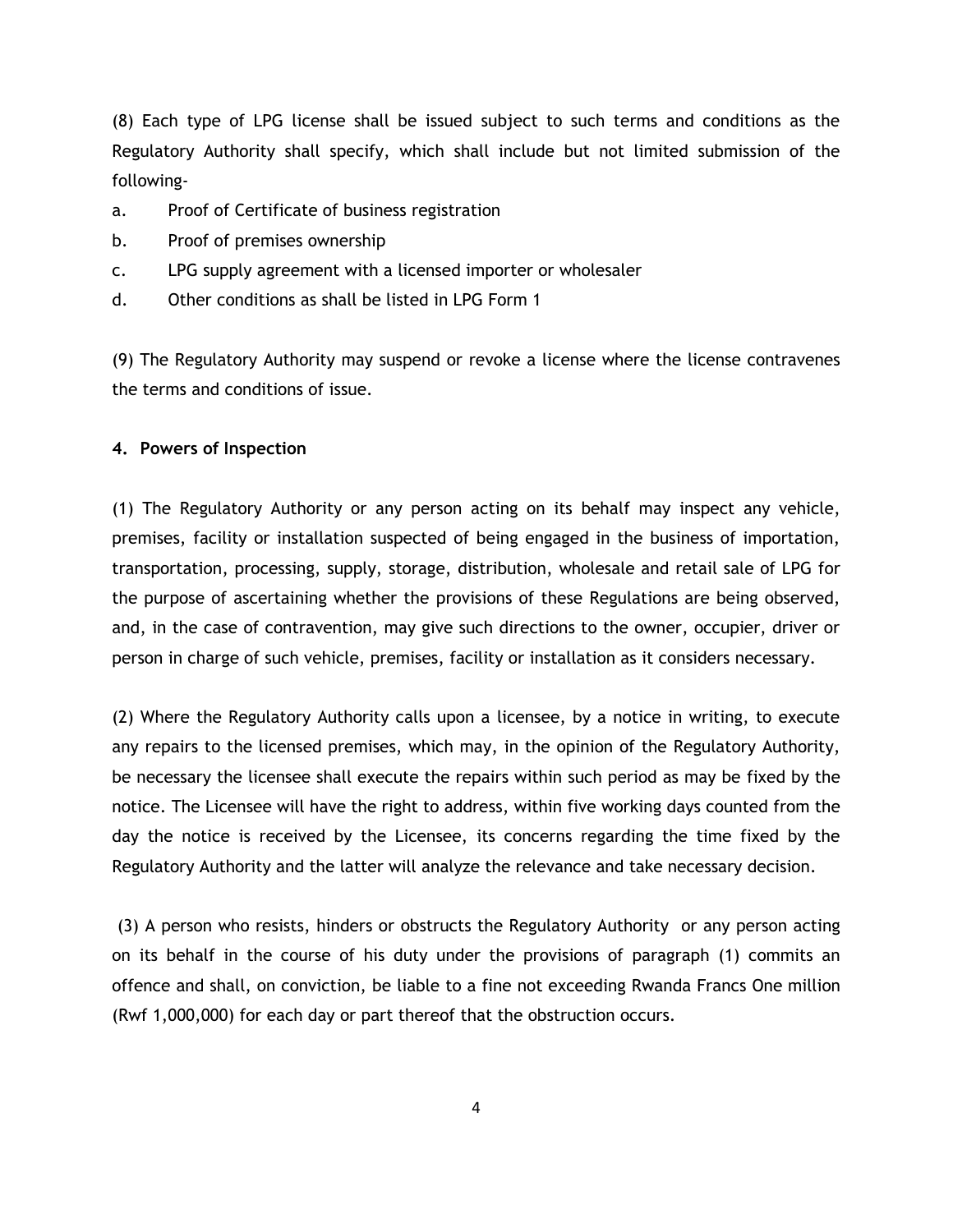(8) Each type of LPG license shall be issued subject to such terms and conditions as the Regulatory Authority shall specify, which shall include but not limited submission of the following-

a. Proof of Certificate of business registration
b. Proof of premises ownership
c. LPG supply agreement with a licensed importer or wholesaler
d. Other conditions as shall be listed in LPG Form 1

(9) The Regulatory Authority may suspend or revoke a license where the license contravenes the terms and conditions of issue.

**4. Powers of Inspection**

(1) The Regulatory Authority or any person acting on its behalf may inspect any vehicle, premises, facility or installation suspected of being engaged in the business of importation, transportation, processing, supply, storage, distribution, wholesale and retail sale of LPG for the purpose of ascertaining whether the provisions of these Regulations are being observed, and, in the case of contravention, may give such directions to the owner, occupier, driver or person in charge of such vehicle, premises, facility or installation as it considers necessary.

(2) Where the Regulatory Authority calls upon a licensee, by a notice in writing, to execute any repairs to the licensed premises, which may, in the opinion of the Regulatory Authority, be necessary the licensee shall execute the repairs within such period as may be fixed by the notice. The Licensee will have the right to address, within five working days counted from the day the notice is received by the Licensee, its concerns regarding the time fixed by the Regulatory Authority and the latter will analyze the relevance and take necessary decision.

(3) A person who resists, hinders or obstructs the Regulatory Authority or any person acting on its behalf in the course of his duty under the provisions of paragraph (1) commits an offence and shall, on conviction, be liable to a fine not exceeding Rwanda Francs One million (Rwf 1,000,000) for each day or part thereof that the obstruction occurs.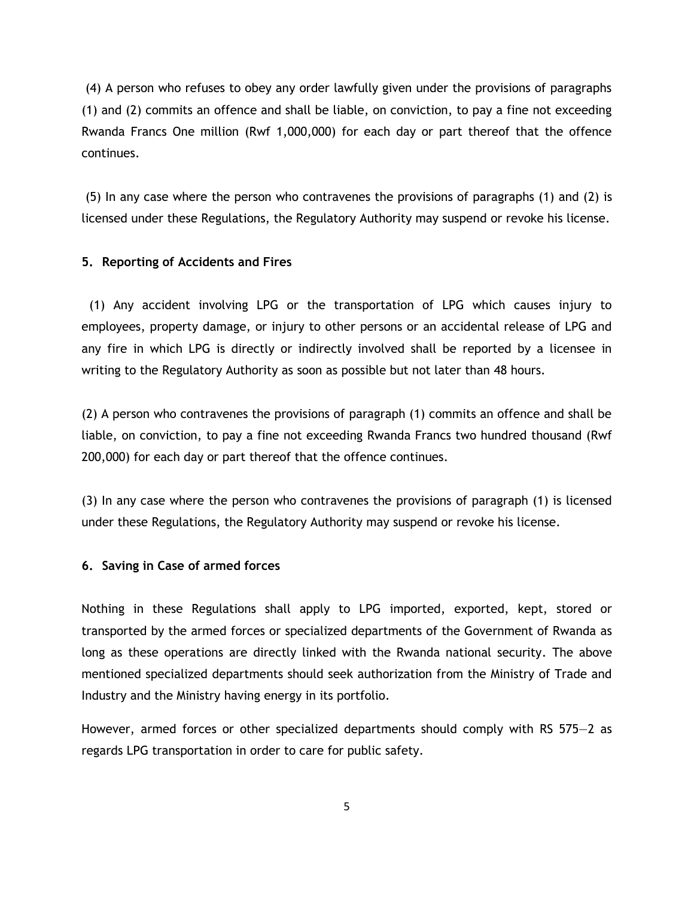(4) A person who refuses to obey any order lawfully given under the provisions of paragraphs (1) and (2) commits an offence and shall be liable, on conviction, to pay a fine not exceeding Rwanda Francs One million (Rwf 1,000,000) for each day or part thereof that the offence continues.

(5) In any case where the person who contravenes the provisions of paragraphs (1) and (2) is licensed under these Regulations, the Regulatory Authority may suspend or revoke his license.

### 5. Reporting of Accidents and Fires

(1) Any accident involving LPG or the transportation of LPG which causes injury to employees, property damage, or injury to other persons or an accidental release of LPG and any fire in which LPG is directly or indirectly involved shall be reported by a licensee in writing to the Regulatory Authority as soon as possible but not later than 48 hours.

(2) A person who contravenes the provisions of paragraph (1) commits an offence and shall be liable, on conviction, to pay a fine not exceeding Rwanda Francs two hundred thousand (Rwf 200,000) for each day or part thereof that the offence continues.

(3) In any case where the person who contravenes the provisions of paragraph (1) is licensed under these Regulations, the Regulatory Authority may suspend or revoke his license.

### 6. Saving in Case of armed forces

Nothing in these Regulations shall apply to LPG imported, exported, kept, stored or transported by the armed forces or specialized departments of the Government of Rwanda as long as these operations are directly linked with the Rwanda national security. The above mentioned specialized departments should seek authorization from the Ministry of Trade and Industry and the Ministry having energy in its portfolio.

However, armed forces or other specialized departments should comply with RS 575—2 as regards LPG transportation in order to care for public safety.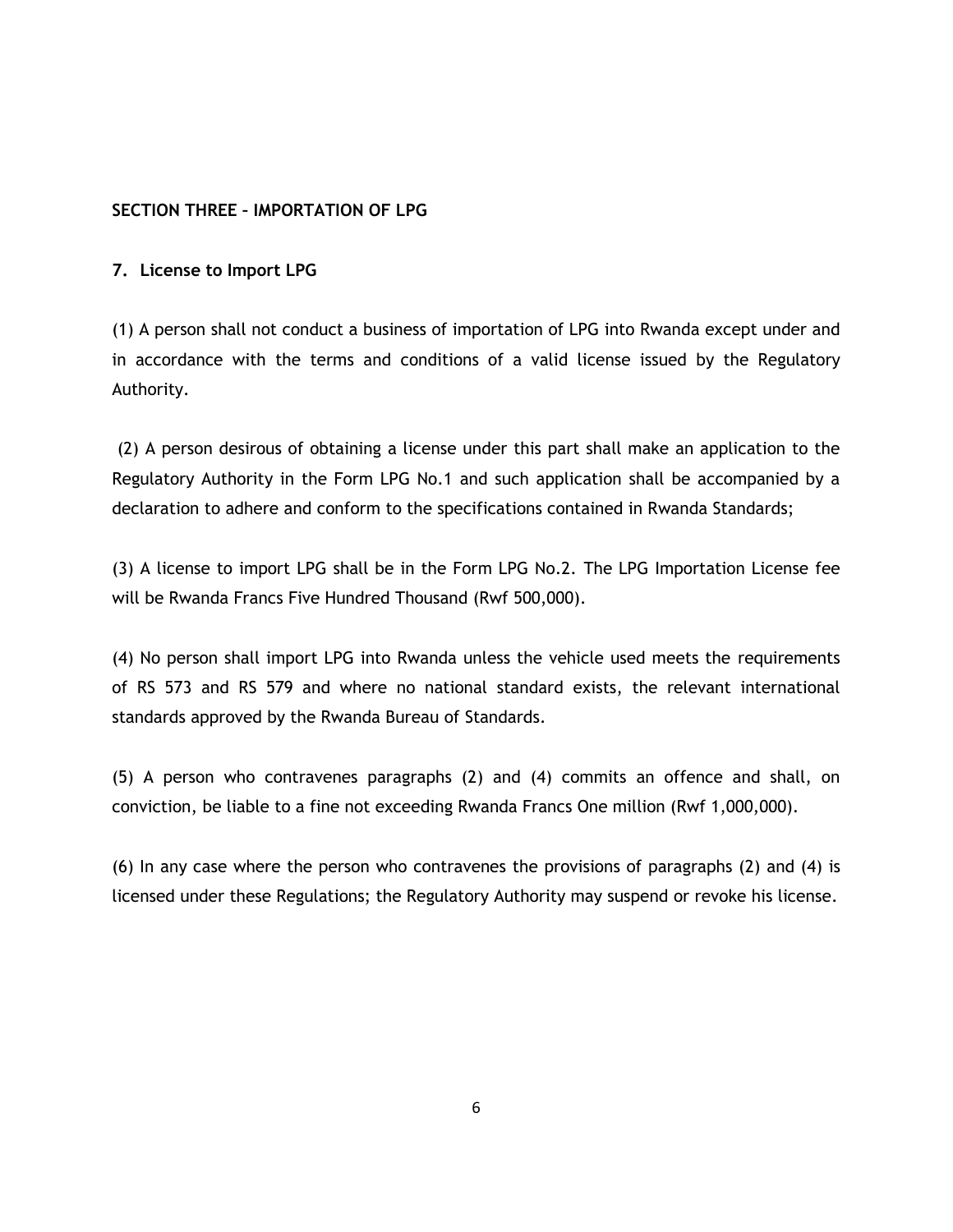## SECTION THREE – IMPORTATION OF LPG

### 7. License to Import LPG

(1) A person shall not conduct a business of importation of LPG into Rwanda except under and in accordance with the terms and conditions of a valid license issued by the Regulatory Authority.

(2) A person desirous of obtaining a license under this part shall make an application to the Regulatory Authority in the Form LPG No.1 and such application shall be accompanied by a declaration to adhere and conform to the specifications contained in Rwanda Standards;

(3) A license to import LPG shall be in the Form LPG No.2. The LPG Importation License fee will be Rwanda Francs Five Hundred Thousand (Rwf 500,000).

(4) No person shall import LPG into Rwanda unless the vehicle used meets the requirements of RS 573 and RS 579 and where no national standard exists, the relevant international standards approved by the Rwanda Bureau of Standards.

(5) A person who contravenes paragraphs (2) and (4) commits an offence and shall, on conviction, be liable to a fine not exceeding Rwanda Francs One million (Rwf 1,000,000).

(6) In any case where the person who contravenes the provisions of paragraphs (2) and (4) is licensed under these Regulations; the Regulatory Authority may suspend or revoke his license.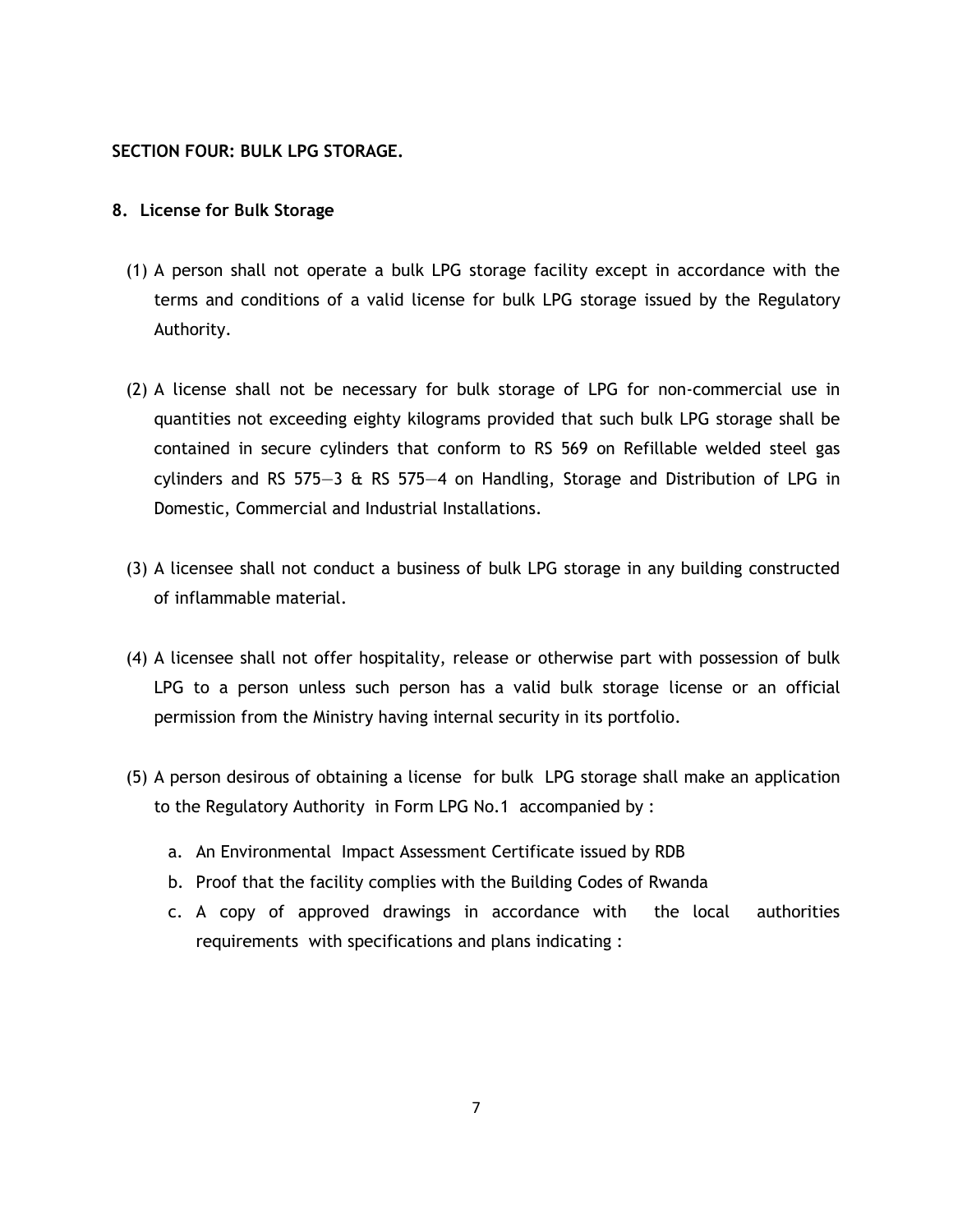**SECTION FOUR: BULK LPG STORAGE.**

**8. License for Bulk Storage**

(1) A person shall not operate a bulk LPG storage facility except in accordance with the terms and conditions of a valid license for bulk LPG storage issued by the Regulatory Authority.

(2) A license shall not be necessary for bulk storage of LPG for non-commercial use in quantities not exceeding eighty kilograms provided that such bulk LPG storage shall be contained in secure cylinders that conform to RS 569 on Refillable welded steel gas cylinders and RS 575—3 & RS 575—4 on Handling, Storage and Distribution of LPG in Domestic, Commercial and Industrial Installations.

(3) A licensee shall not conduct a business of bulk LPG storage in any building constructed of inflammable material.

(4) A licensee shall not offer hospitality, release or otherwise part with possession of bulk LPG to a person unless such person has a valid bulk storage license or an official permission from the Ministry having internal security in its portfolio.

(5) A person desirous of obtaining a license for bulk LPG storage shall make an application to the Regulatory Authority in Form LPG No.1 accompanied by :

   a. An Environmental Impact Assessment Certificate issued by RDB
   b. Proof that the facility complies with the Building Codes of Rwanda
   c. A copy of approved drawings in accordance with the local authorities requirements with specifications and plans indicating :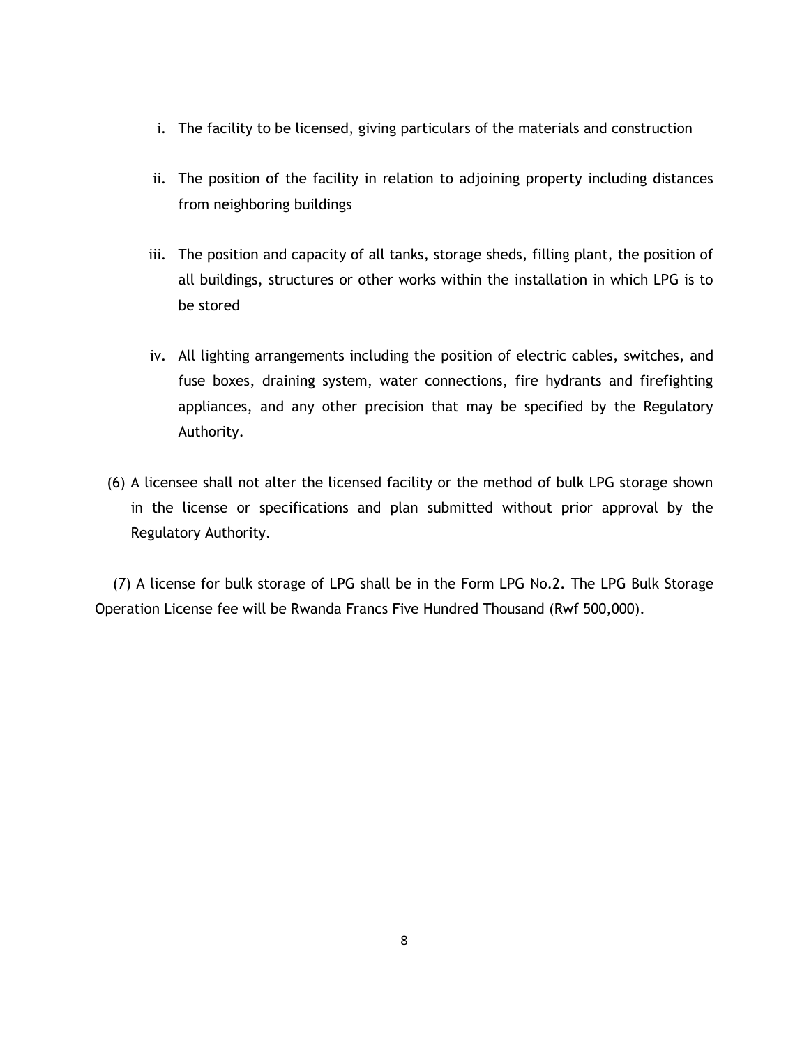i. The facility to be licensed, giving particulars of the materials and construction

ii. The position of the facility in relation to adjoining property including distances from neighboring buildings

iii. The position and capacity of all tanks, storage sheds, filling plant, the position of all buildings, structures or other works within the installation in which LPG is to be stored

iv. All lighting arrangements including the position of electric cables, switches, and fuse boxes, draining system, water connections, fire hydrants and firefighting appliances, and any other precision that may be specified by the Regulatory Authority.

(6) A licensee shall not alter the licensed facility or the method of bulk LPG storage shown in the license or specifications and plan submitted without prior approval by the Regulatory Authority.

(7) A license for bulk storage of LPG shall be in the Form LPG No.2. The LPG Bulk Storage Operation License fee will be Rwanda Francs Five Hundred Thousand (Rwf 500,000).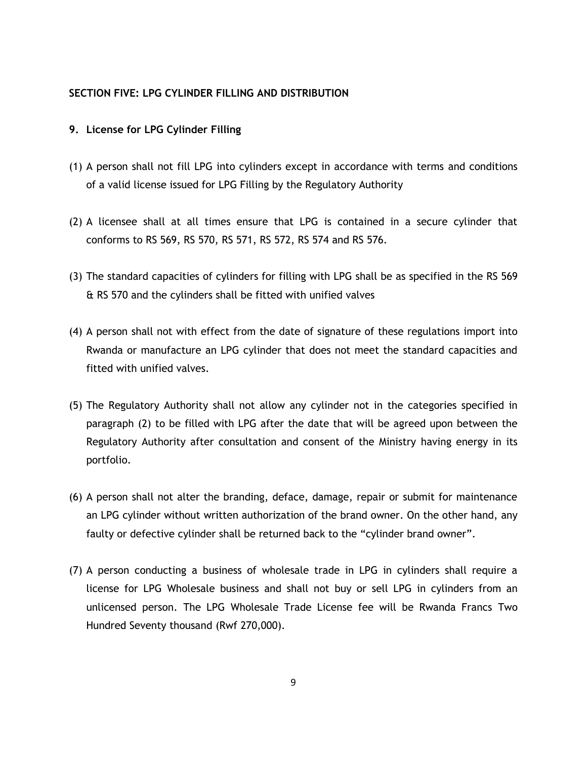### SECTION FIVE: LPG CYLINDER FILLING AND DISTRIBUTION

### 9. License for LPG Cylinder Filling

(1) A person shall not fill LPG into cylinders except in accordance with terms and conditions of a valid license issued for LPG Filling by the Regulatory Authority

(2) A licensee shall at all times ensure that LPG is contained in a secure cylinder that conforms to RS 569, RS 570, RS 571, RS 572, RS 574 and RS 576.

(3) The standard capacities of cylinders for filling with LPG shall be as specified in the RS 569 & RS 570 and the cylinders shall be fitted with unified valves

(4) A person shall not with effect from the date of signature of these regulations import into Rwanda or manufacture an LPG cylinder that does not meet the standard capacities and fitted with unified valves.

(5) The Regulatory Authority shall not allow any cylinder not in the categories specified in paragraph (2) to be filled with LPG after the date that will be agreed upon between the Regulatory Authority after consultation and consent of the Ministry having energy in its portfolio.

(6) A person shall not alter the branding, deface, damage, repair or submit for maintenance an LPG cylinder without written authorization of the brand owner. On the other hand, any faulty or defective cylinder shall be returned back to the "cylinder brand owner".

(7) A person conducting a business of wholesale trade in LPG in cylinders shall require a license for LPG Wholesale business and shall not buy or sell LPG in cylinders from an unlicensed person. The LPG Wholesale Trade License fee will be Rwanda Francs Two Hundred Seventy thousand (Rwf 270,000).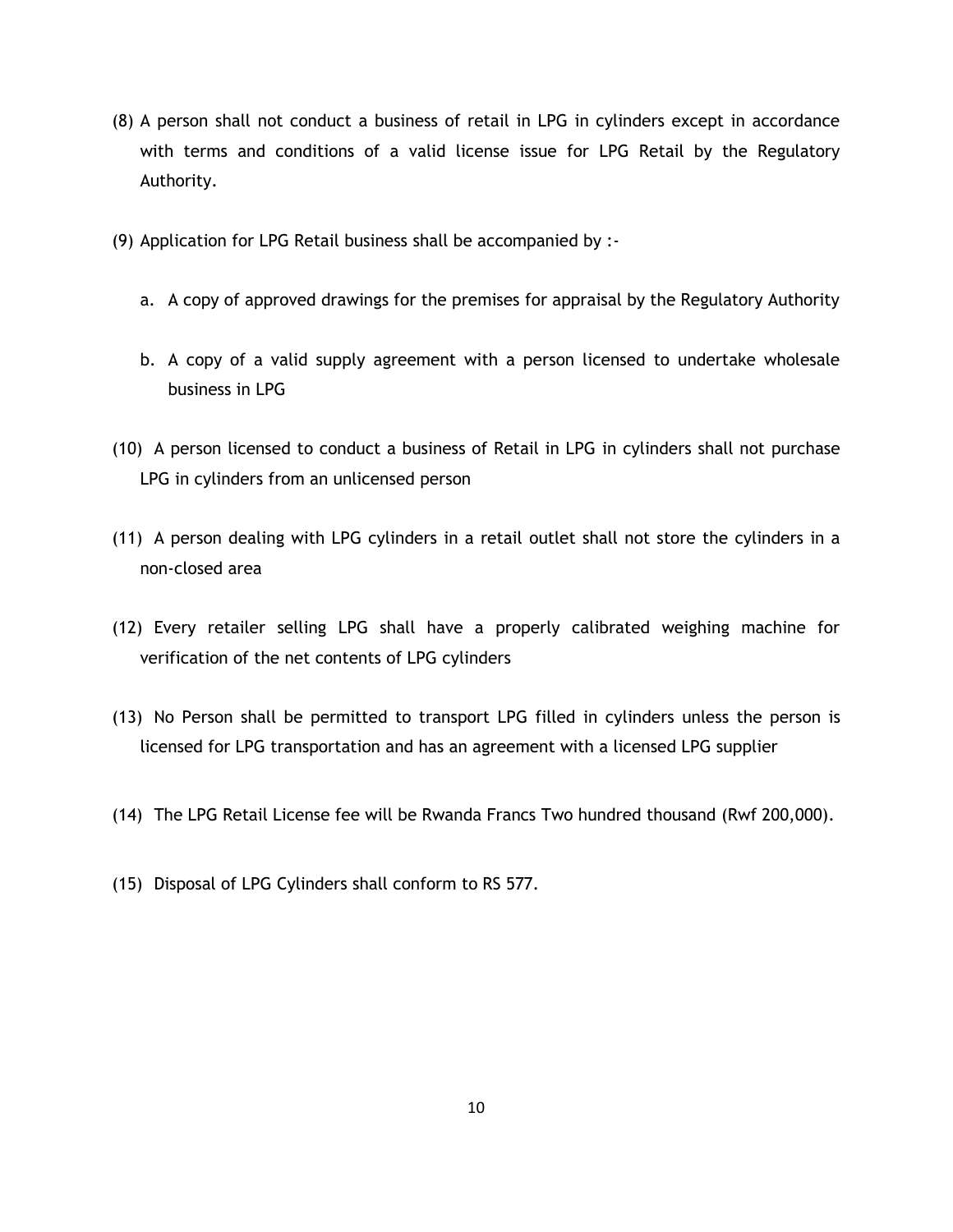(8) A person shall not conduct a business of retail in LPG in cylinders except in accordance with terms and conditions of a valid license issue for LPG Retail by the Regulatory Authority.

(9) Application for LPG Retail business shall be accompanied by :-

   a. A copy of approved drawings for the premises for appraisal by the Regulatory Authority

   b. A copy of a valid supply agreement with a person licensed to undertake wholesale business in LPG

(10) A person licensed to conduct a business of Retail in LPG in cylinders shall not purchase LPG in cylinders from an unlicensed person

(11) A person dealing with LPG cylinders in a retail outlet shall not store the cylinders in a non-closed area

(12) Every retailer selling LPG shall have a properly calibrated weighing machine for verification of the net contents of LPG cylinders

(13) No Person shall be permitted to transport LPG filled in cylinders unless the person is licensed for LPG transportation and has an agreement with a licensed LPG supplier

(14) The LPG Retail License fee will be Rwanda Francs Two hundred thousand (Rwf 200,000).

(15) Disposal of LPG Cylinders shall conform to RS 577.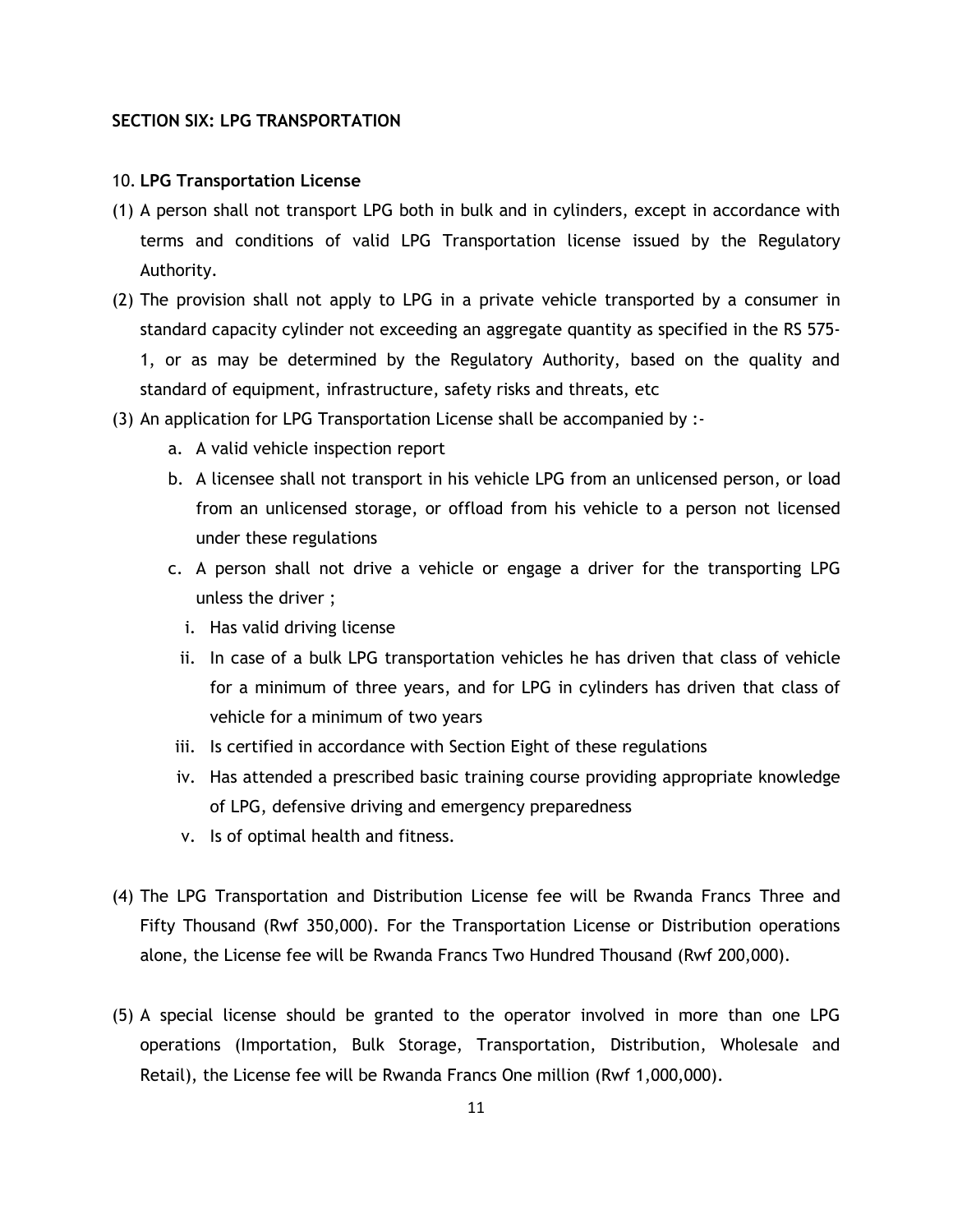## SECTION SIX: LPG TRANSPORTATION

10. **LPG Transportation License**

(1) A person shall not transport LPG both in bulk and in cylinders, except in accordance with terms and conditions of valid LPG Transportation license issued by the Regulatory Authority.

(2) The provision shall not apply to LPG in a private vehicle transported by a consumer in standard capacity cylinder not exceeding an aggregate quantity as specified in the RS 575-1, or as may be determined by the Regulatory Authority, based on the quality and standard of equipment, infrastructure, safety risks and threats, etc

(3) An application for LPG Transportation License shall be accompanied by :-

   a. A valid vehicle inspection report

   b. A licensee shall not transport in his vehicle LPG from an unlicensed person, or load from an unlicensed storage, or offload from his vehicle to a person not licensed under these regulations

   c. A person shall not drive a vehicle or engage a driver for the transporting LPG unless the driver ;

      i. Has valid driving license

      ii. In case of a bulk LPG transportation vehicles he has driven that class of vehicle for a minimum of three years, and for LPG in cylinders has driven that class of vehicle for a minimum of two years

      iii. Is certified in accordance with Section Eight of these regulations

      iv. Has attended a prescribed basic training course providing appropriate knowledge of LPG, defensive driving and emergency preparedness

      v. Is of optimal health and fitness.

(4) The LPG Transportation and Distribution License fee will be Rwanda Francs Three and Fifty Thousand (Rwf 350,000). For the Transportation License or Distribution operations alone, the License fee will be Rwanda Francs Two Hundred Thousand (Rwf 200,000).

(5) A special license should be granted to the operator involved in more than one LPG operations (Importation, Bulk Storage, Transportation, Distribution, Wholesale and Retail), the License fee will be Rwanda Francs One million (Rwf 1,000,000).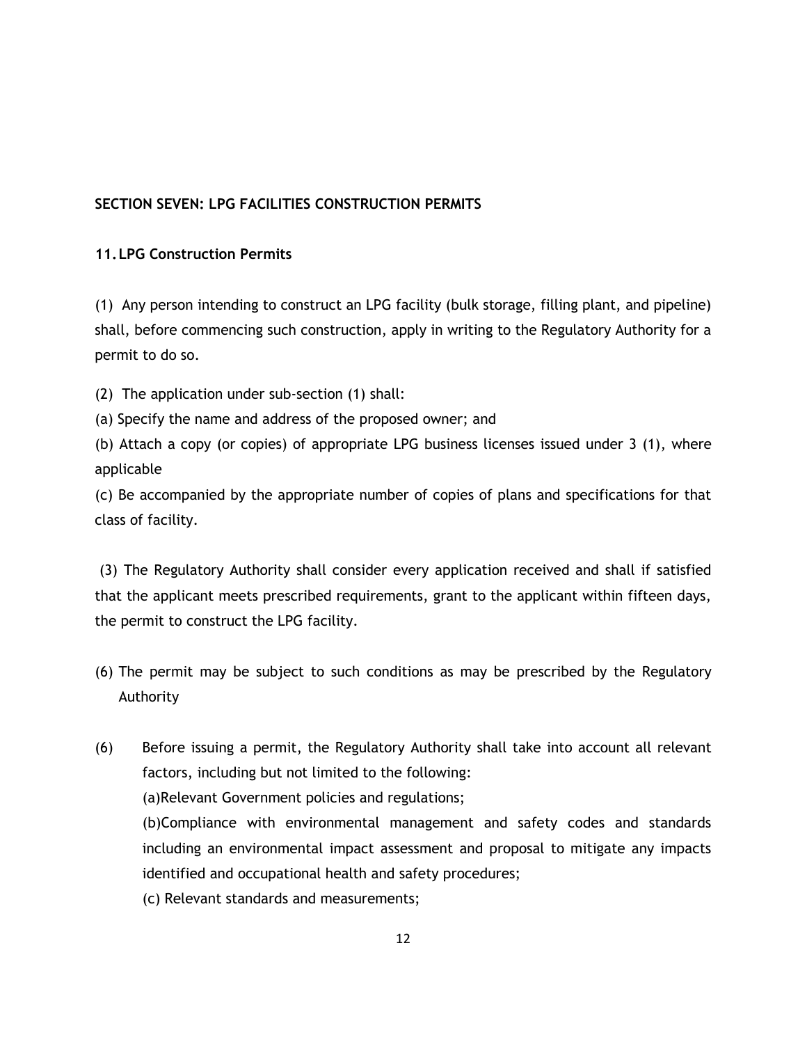## SECTION SEVEN: LPG FACILITIES CONSTRUCTION PERMITS

### 11. LPG Construction Permits

(1) Any person intending to construct an LPG facility (bulk storage, filling plant, and pipeline) shall, before commencing such construction, apply in writing to the Regulatory Authority for a permit to do so.

(2) The application under sub-section (1) shall:

(a) Specify the name and address of the proposed owner; and

(b) Attach a copy (or copies) of appropriate LPG business licenses issued under 3 (1), where applicable

(c) Be accompanied by the appropriate number of copies of plans and specifications for that class of facility.

(3) The Regulatory Authority shall consider every application received and shall if satisfied that the applicant meets prescribed requirements, grant to the applicant within fifteen days, the permit to construct the LPG facility.

(6) The permit may be subject to such conditions as may be prescribed by the Regulatory Authority

(6) Before issuing a permit, the Regulatory Authority shall take into account all relevant factors, including but not limited to the following:

(a)Relevant Government policies and regulations;

(b)Compliance with environmental management and safety codes and standards including an environmental impact assessment and proposal to mitigate any impacts identified and occupational health and safety procedures;

(c) Relevant standards and measurements;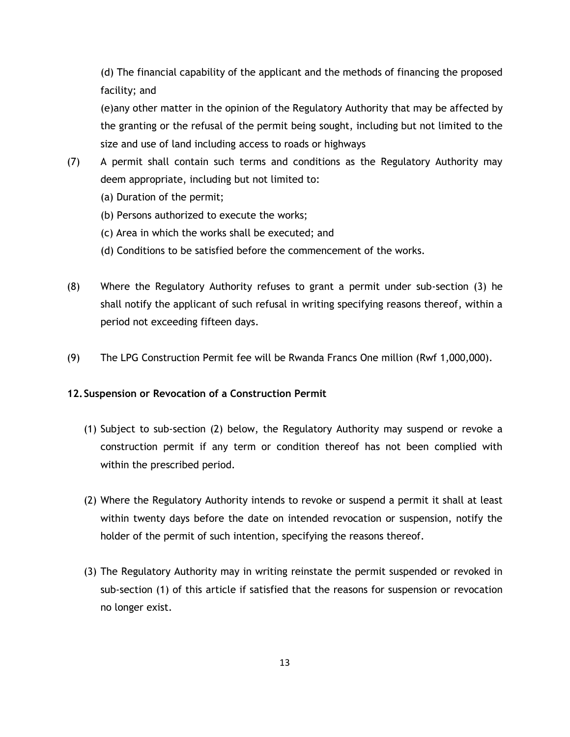(d) The financial capability of the applicant and the methods of financing the proposed facility; and

(e)any other matter in the opinion of the Regulatory Authority that may be affected by the granting or the refusal of the permit being sought, including but not limited to the size and use of land including access to roads or highways

(7) A permit shall contain such terms and conditions as the Regulatory Authority may deem appropriate, including but not limited to:

(a) Duration of the permit;

(b) Persons authorized to execute the works;

(c) Area in which the works shall be executed; and

(d) Conditions to be satisfied before the commencement of the works.

(8) Where the Regulatory Authority refuses to grant a permit under sub-section (3) he shall notify the applicant of such refusal in writing specifying reasons thereof, within a period not exceeding fifteen days.

(9) The LPG Construction Permit fee will be Rwanda Francs One million (Rwf 1,000,000).

**12. Suspension or Revocation of a Construction Permit**

(1) Subject to sub-section (2) below, the Regulatory Authority may suspend or revoke a construction permit if any term or condition thereof has not been complied with within the prescribed period.

(2) Where the Regulatory Authority intends to revoke or suspend a permit it shall at least within twenty days before the date on intended revocation or suspension, notify the holder of the permit of such intention, specifying the reasons thereof.

(3) The Regulatory Authority may in writing reinstate the permit suspended or revoked in sub-section (1) of this article if satisfied that the reasons for suspension or revocation no longer exist.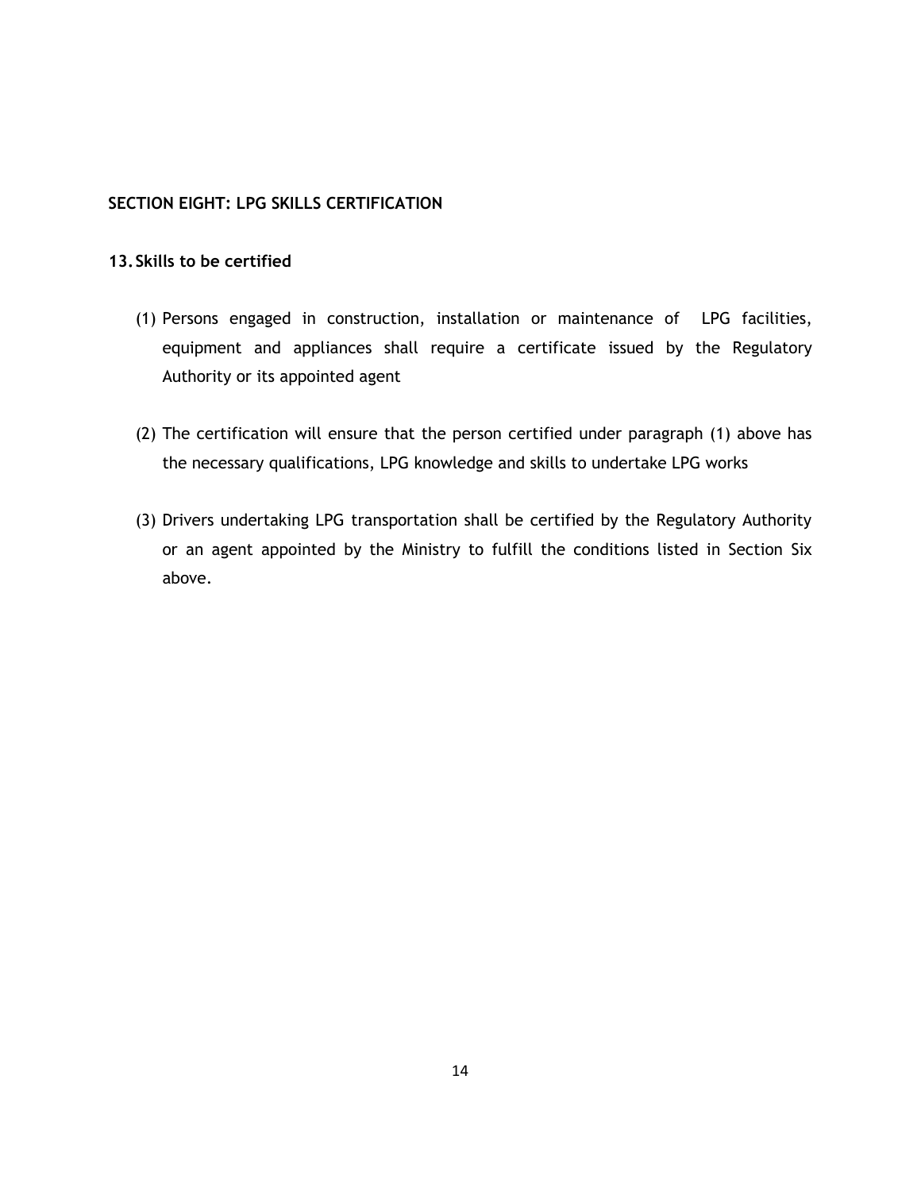## SECTION EIGHT: LPG SKILLS CERTIFICATION

### 13. Skills to be certified

(1) Persons engaged in construction, installation or maintenance of LPG facilities, equipment and appliances shall require a certificate issued by the Regulatory Authority or its appointed agent

(2) The certification will ensure that the person certified under paragraph (1) above has the necessary qualifications, LPG knowledge and skills to undertake LPG works

(3) Drivers undertaking LPG transportation shall be certified by the Regulatory Authority or an agent appointed by the Ministry to fulfill the conditions listed in Section Six above.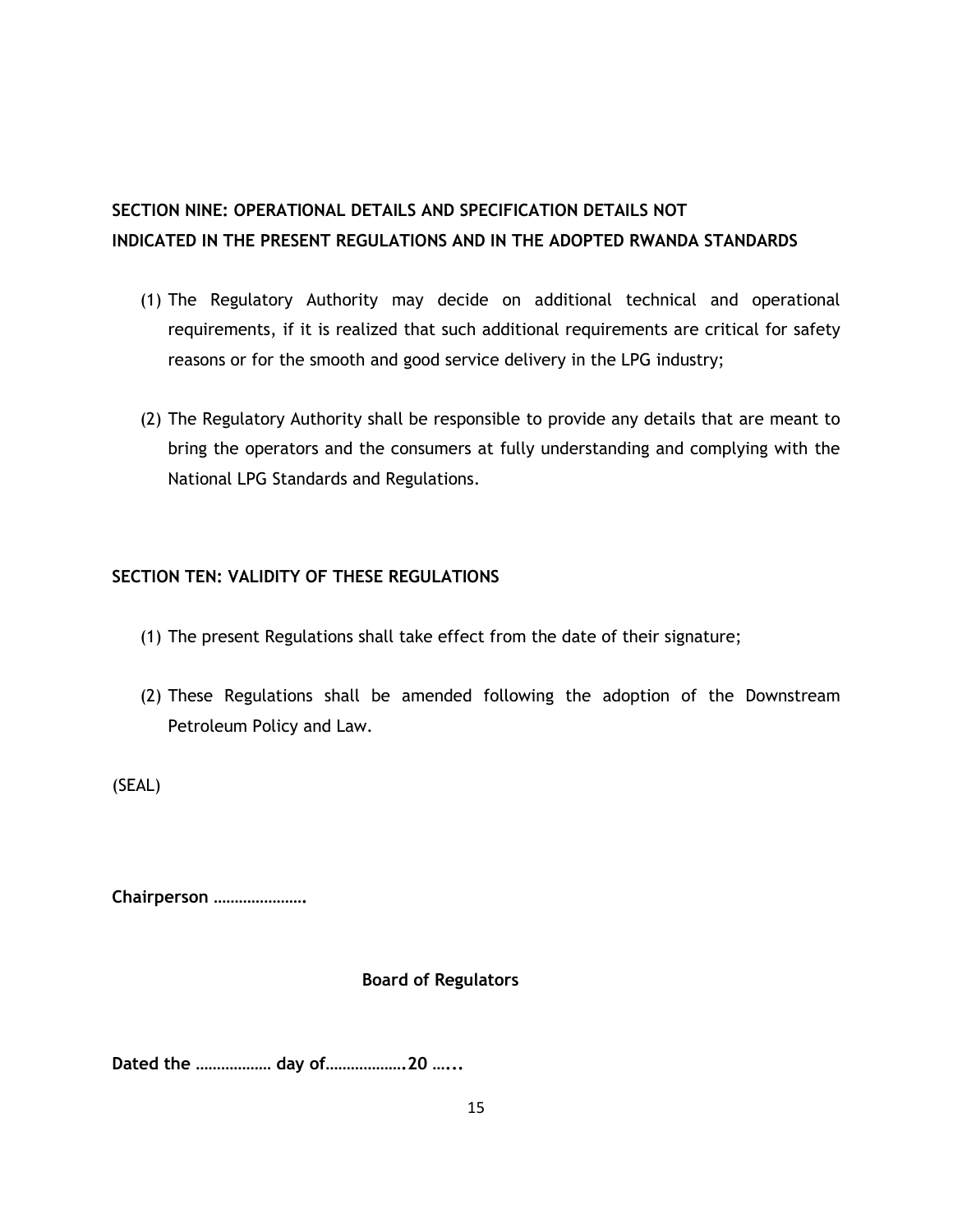## SECTION NINE: OPERATIONAL DETAILS AND SPECIFICATION DETAILS NOT INDICATED IN THE PRESENT REGULATIONS AND IN THE ADOPTED RWANDA STANDARDS

(1) The Regulatory Authority may decide on additional technical and operational requirements, if it is realized that such additional requirements are critical for safety reasons or for the smooth and good service delivery in the LPG industry;

(2) The Regulatory Authority shall be responsible to provide any details that are meant to bring the operators and the consumers at fully understanding and complying with the National LPG Standards and Regulations.

## SECTION TEN: VALIDITY OF THESE REGULATIONS

(1) The present Regulations shall take effect from the date of their signature;

(2) These Regulations shall be amended following the adoption of the Downstream Petroleum Policy and Law.

(SEAL)

**Chairperson ………………….**

**Board of Regulators**

**Dated the ……………… day of……………….20 …...**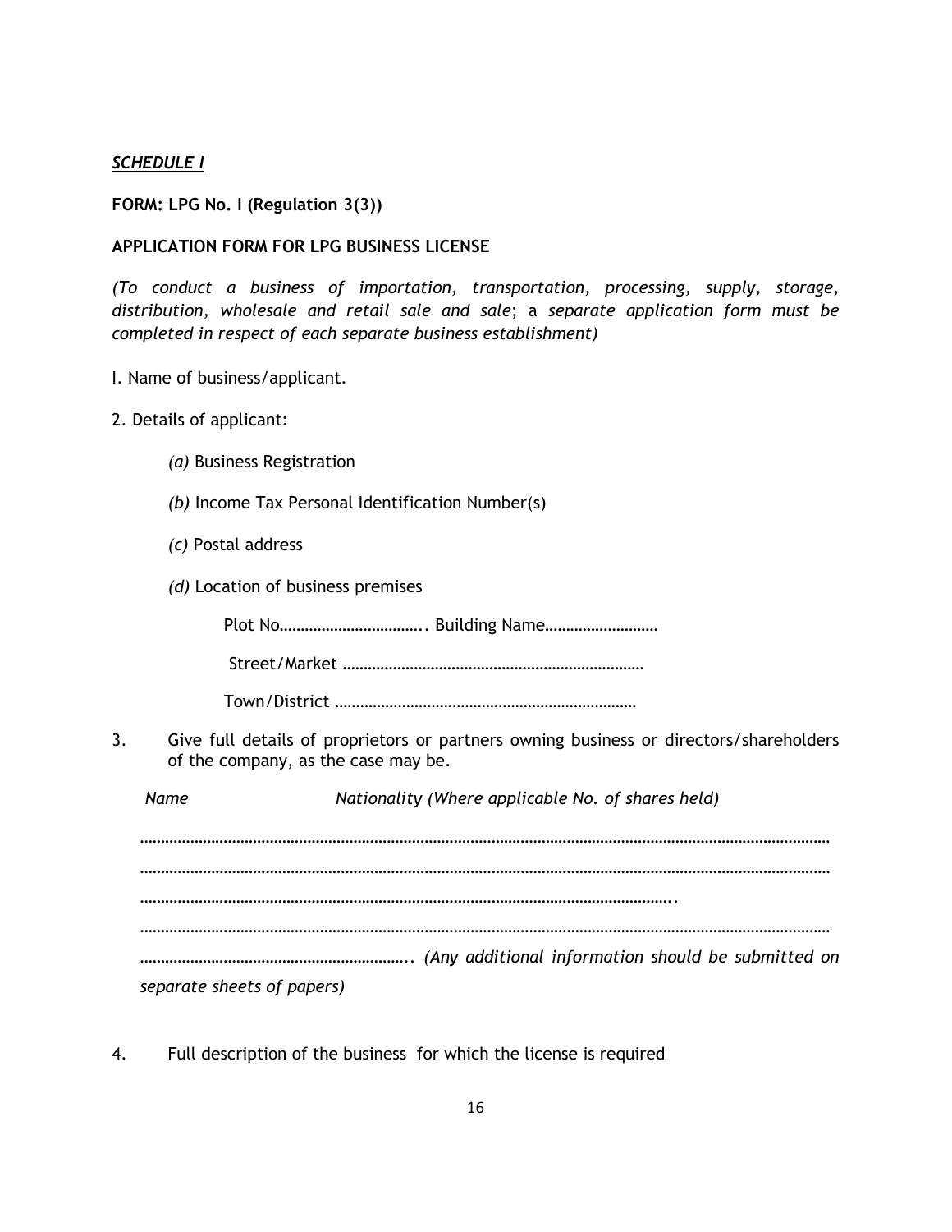***SCHEDULE I***

**FORM: LPG No. I (Regulation 3(3))**

**APPLICATION FORM FOR LPG BUSINESS LICENSE**

*(To conduct a business of importation, transportation, processing, supply, storage, distribution, wholesale and retail sale and sale*; a *separate application form must be completed in respect of each separate business establishment)*

I. Name of business/applicant.

2. Details of applicant:

*(a)* Business Registration

*(b)* Income Tax Personal Identification Number(s)

*(c)* Postal address

*(d)* Location of business premises

Plot No…………………………….. Building Name………………………

Street/Market ………………………………………………………………

Town/District ………………………………………………………………

3. Give full details of proprietors or partners owning business or directors/shareholders of the company, as the case may be.

*Name* *Nationality (Where applicable No. of shares held)*

……………………………………………………………………………………………………………………………………………

……………………………………………………………………………………………………………………………………………

………………………………………………………………………………………………………….

……………………………………………………………………………………………………………………………………………

……………………………………………………….. *(Any additional information should be submitted on separate sheets of papers)*

4. Full description of the business for which the license is required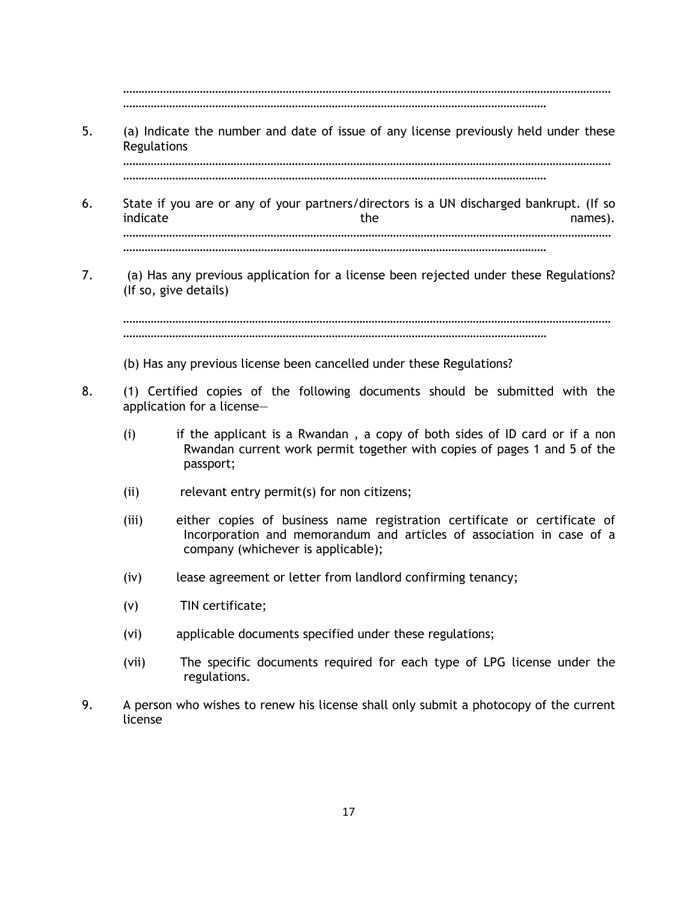……………………………………………………………………………………………………………………………………………
…………………………………………………………………………………………………………………………

5. (a) Indicate the number and date of issue of any license previously held under these Regulations
……………………………………………………………………………………………………………………………………………
…………………………………………………………………………………………………………………………

6. State if you are or any of your partners/directors is a UN discharged bankrupt. (If so indicate the names).
……………………………………………………………………………………………………………………………………………
…………………………………………………………………………………………………………………………

7. (a) Has any previous application for a license been rejected under these Regulations? (If so, give details)

……………………………………………………………………………………………………………………………………………
…………………………………………………………………………………………………………………………

(b) Has any previous license been cancelled under these Regulations?

8. (1) Certified copies of the following documents should be submitted with the application for a license—

   (i) if the applicant is a Rwandan , a copy of both sides of ID card or if a non Rwandan current work permit together with copies of pages 1 and 5 of the passport;

   (ii) relevant entry permit(s) for non citizens;

   (iii) either copies of business name registration certificate or certificate of Incorporation and memorandum and articles of association in case of a company (whichever is applicable);

   (iv) lease agreement or letter from landlord confirming tenancy;

   (v) TIN certificate;

   (vi) applicable documents specified under these regulations;

   (vii) The specific documents required for each type of LPG license under the regulations.

9. A person who wishes to renew his license shall only submit a photocopy of the current license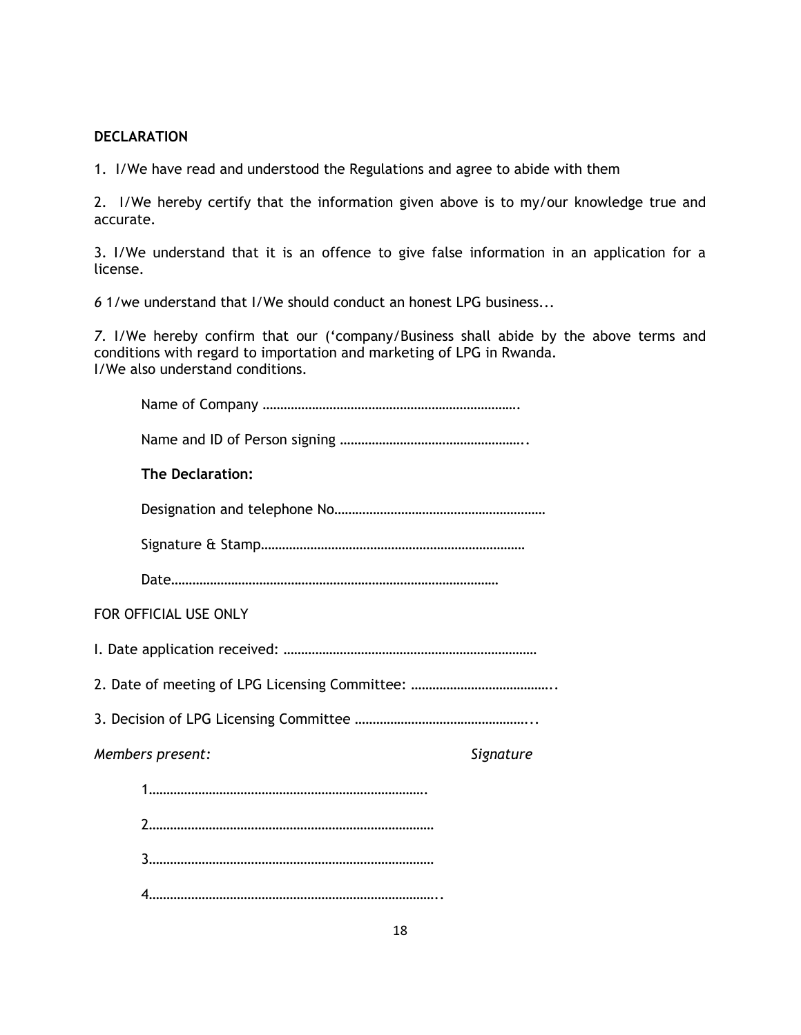**DECLARATION**

1. I/We have read and understood the Regulations and agree to abide with them

2. I/We hereby certify that the information given above is to my/our knowledge true and accurate.

3. I/We understand that it is an offence to give false information in an application for a license.

*6* 1/we understand that I/We should conduct an honest LPG business...

*7.* I/We hereby confirm that our ('company/Business shall abide by the above terms and conditions with regard to importation and marketing of LPG in Rwanda.
I/We also understand conditions.

Name of Company ……………………………………………………………….

Name and ID of Person signing ……………………………………………..

**The Declaration:**

Designation and telephone No……………………………………………………

Signature & Stamp…………………………………………………………………

Date…………………………………………………………………………………

FOR OFFICIAL USE ONLY

I. Date application received: ………………………………………………………………

2. Date of meeting of LPG Licensing Committee: …………………………………..

3. Decision of LPG Licensing Committee …………………………………………...

*Members present:* *Signature*

1…………………………………………………………………….

2……………………………………………………………………

3……………………………………………………………………

4……………………………………………………………………..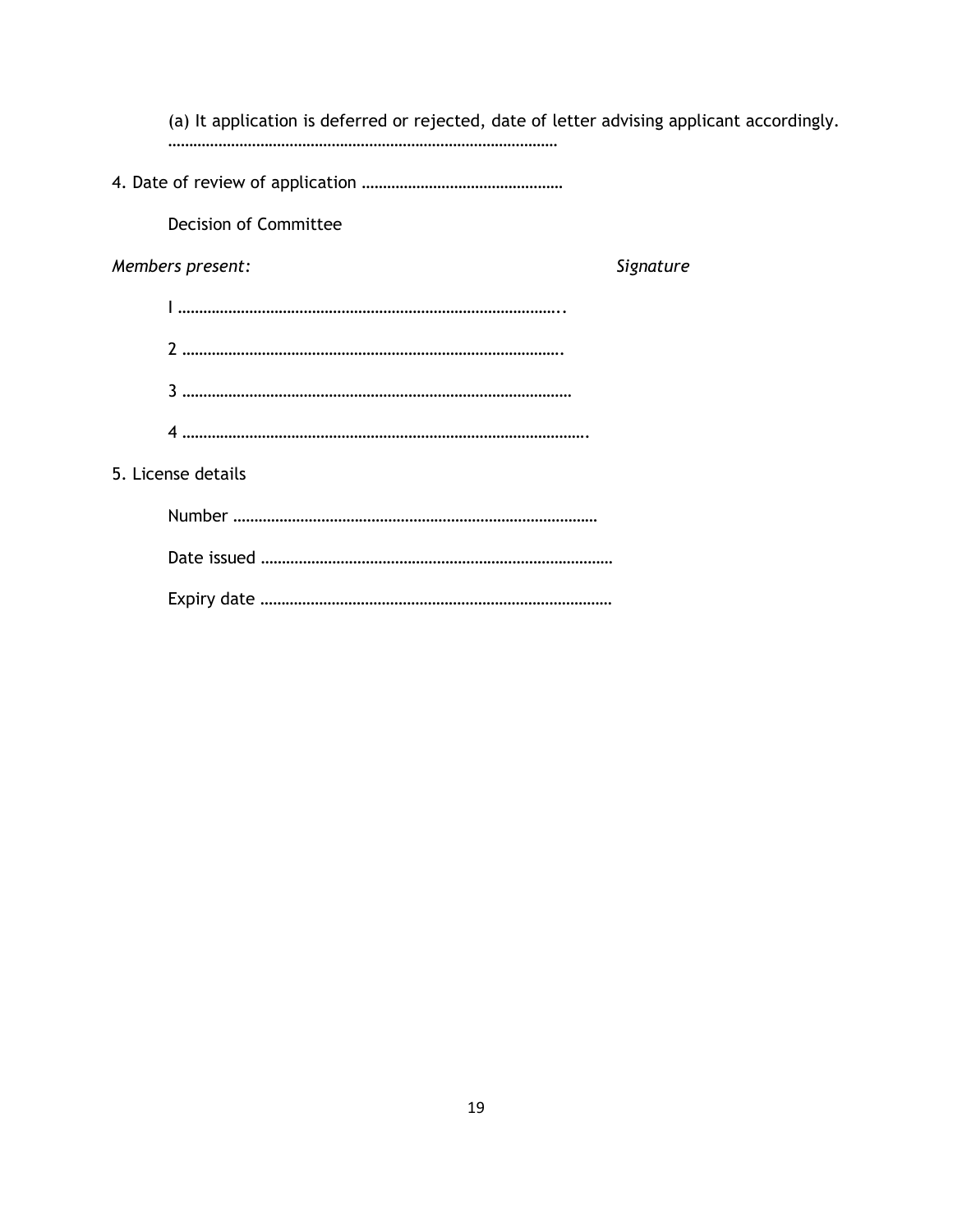(a) It application is deferred or rejected, date of letter advising applicant accordingly. ………………………………………………………………………………

4. Date of review of application …………………………………………

Decision of Committee

*Members present:* *Signature*

I ………………………………………………………………………………..

2 ……………………………………………………………………………….

3 ………………………………………………………………………………

4 …………………………………………………………………………………….

5. License details

Number ……………………………………………………………………………

Date issued …………………………………………………………………………

Expiry date …………………………………………………………………………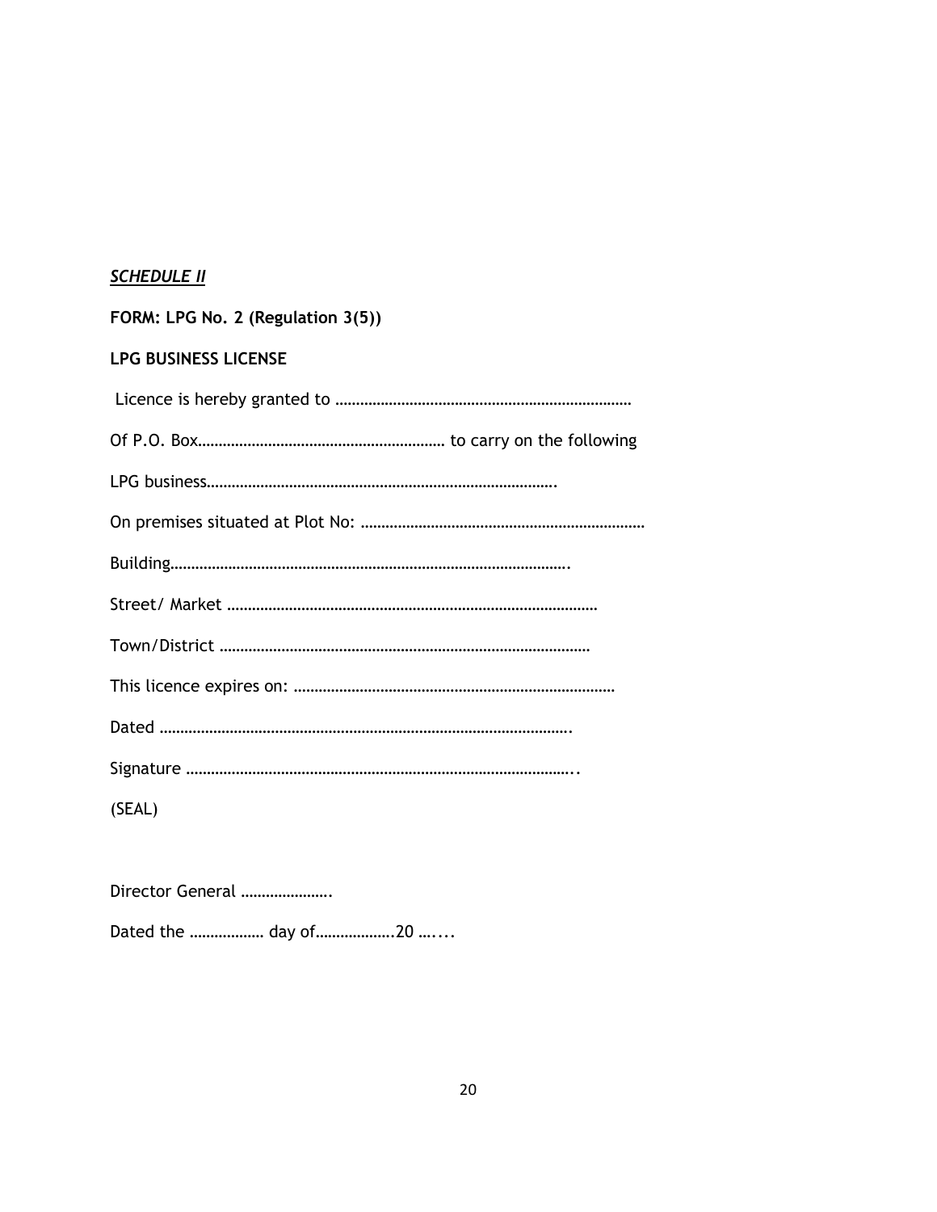***SCHEDULE II***

**FORM: LPG No. 2 (Regulation 3(5))**

**LPG BUSINESS LICENSE**

Licence is hereby granted to ………………………………………………………………

Of P.O. Box…………………………………………………… to carry on the following

LPG business………………………………………………………………………….

On premises situated at Plot No: ……………………………………………………………

Building…………………………………………………………………………………….

Street/ Market ………………………………………………………………………………

Town/District ………………………………………………………………………………

This licence expires on: ……………………………………………………………………

Dated ……………………………………………………………………………………….

Signature …………………………………………………………………………………..

(SEAL)

Director General ………………….

Dated the ……………… day of……………….20 ….....